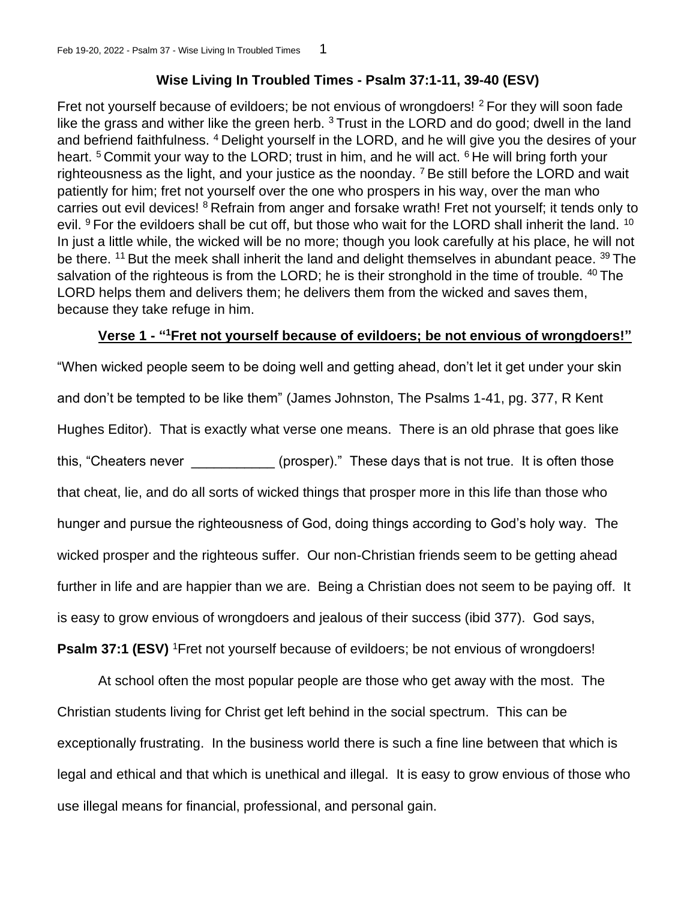## Wise Living In Troubled Times - Psalm 37:1-11, 39-40 (ESV)

Fret not yourself because of evildoers; be not envious of wrongdoers! [2] For they will soon fade like the grass and wither like the green herb. [3] Trust in the LORD and do good; dwell in the land and befriend faithfulness. [4] Delight yourself in the LORD, and he will give you the desires of your heart. [5] Commit your way to the LORD; trust in him, and he will act. [6] He will bring forth your righteousness as the light, and your justice as the noonday. [7] Be still before the LORD and wait patiently for him; fret not yourself over the one who prospers in his way, over the man who carries out evil devices! [8] Refrain from anger and forsake wrath! Fret not yourself; it tends only to evil. [9] For the evildoers shall be cut off, but those who wait for the LORD shall inherit the land. [10] In just a little while, the wicked will be no more; though you look carefully at his place, he will not be there. [11] But the meek shall inherit the land and delight themselves in abundant peace. [39] The salvation of the righteous is from the LORD; he is their stronghold in the time of trouble. [40] The LORD helps them and delivers them; he delivers them from the wicked and saves them, because they take refuge in him.

### Verse 1 - "[1]Fret not yourself because of evildoers; be not envious of wrongdoers!"

"When wicked people seem to be doing well and getting ahead, don't let it get under your skin and don't be tempted to be like them" (James Johnston, The Psalms 1-41, pg. 377, R Kent Hughes Editor). That is exactly what verse one means. There is an old phrase that goes like this, "Cheaters never ___________ (prosper)." These days that is not true. It is often those that cheat, lie, and do all sorts of wicked things that prosper more in this life than those who hunger and pursue the righteousness of God, doing things according to God's holy way. The wicked prosper and the righteous suffer. Our non-Christian friends seem to be getting ahead further in life and are happier than we are. Being a Christian does not seem to be paying off. It is easy to grow envious of wrongdoers and jealous of their success (ibid 377). God says,

**Psalm 37:1 (ESV)** [1]Fret not yourself because of evildoers; be not envious of wrongdoers!

At school often the most popular people are those who get away with the most. The Christian students living for Christ get left behind in the social spectrum. This can be exceptionally frustrating. In the business world there is such a fine line between that which is legal and ethical and that which is unethical and illegal. It is easy to grow envious of those who use illegal means for financial, professional, and personal gain.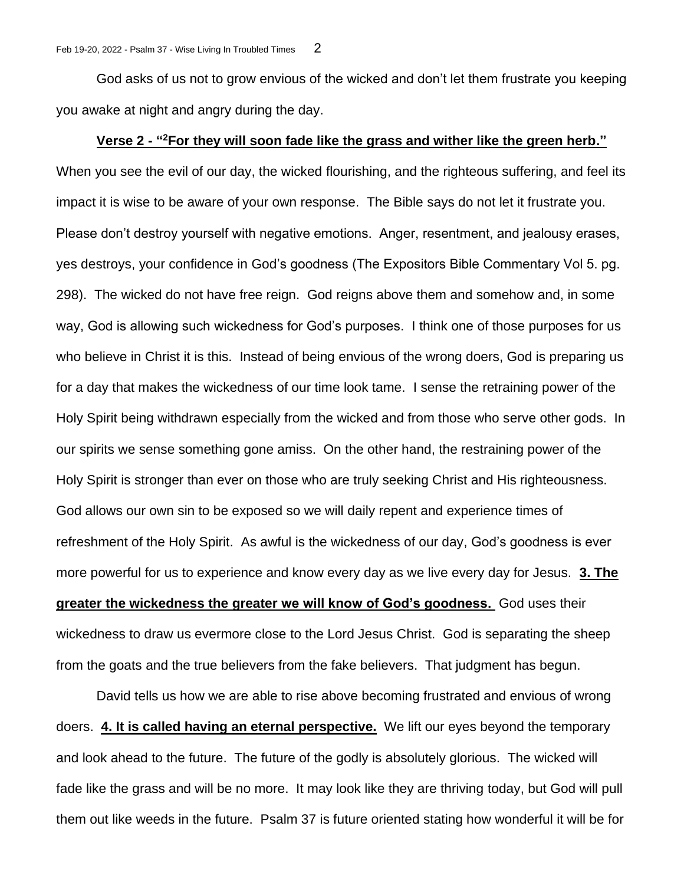God asks of us not to grow envious of the wicked and don't let them frustrate you keeping you awake at night and angry during the day.

**Verse 2 - "[2]For they will soon fade like the grass and wither like the green herb."**

When you see the evil of our day, the wicked flourishing, and the righteous suffering, and feel its impact it is wise to be aware of your own response. The Bible says do not let it frustrate you. Please don't destroy yourself with negative emotions. Anger, resentment, and jealousy erases, yes destroys, your confidence in God's goodness (The Expositors Bible Commentary Vol 5. pg. 298). The wicked do not have free reign. God reigns above them and somehow and, in some way, God is allowing such wickedness for God's purposes. I think one of those purposes for us who believe in Christ it is this. Instead of being envious of the wrong doers, God is preparing us for a day that makes the wickedness of our time look tame. I sense the retraining power of the Holy Spirit being withdrawn especially from the wicked and from those who serve other gods. In our spirits we sense something gone amiss. On the other hand, the restraining power of the Holy Spirit is stronger than ever on those who are truly seeking Christ and His righteousness. God allows our own sin to be exposed so we will daily repent and experience times of refreshment of the Holy Spirit. As awful is the wickedness of our day, God's goodness is ever more powerful for us to experience and know every day as we live every day for Jesus. **3. The greater the wickedness the greater we will know of God's goodness.** God uses their wickedness to draw us evermore close to the Lord Jesus Christ. God is separating the sheep from the goats and the true believers from the fake believers. That judgment has begun.

David tells us how we are able to rise above becoming frustrated and envious of wrong doers. **4. It is called having an eternal perspective.** We lift our eyes beyond the temporary and look ahead to the future. The future of the godly is absolutely glorious. The wicked will fade like the grass and will be no more. It may look like they are thriving today, but God will pull them out like weeds in the future. Psalm 37 is future oriented stating how wonderful it will be for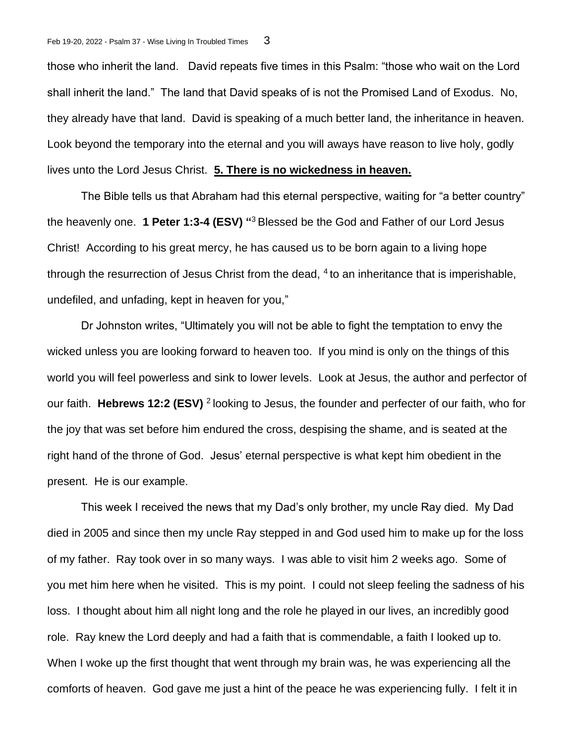those who inherit the land. David repeats five times in this Psalm: “those who wait on the Lord shall inherit the land.” The land that David speaks of is not the Promised Land of Exodus. No, they already have that land. David is speaking of a much better land, the inheritance in heaven. Look beyond the temporary into the eternal and you will aways have reason to live holy, godly lives unto the Lord Jesus Christ. **5. There is no wickedness in heaven.**

The Bible tells us that Abraham had this eternal perspective, waiting for “a better country” the heavenly one. **1 Peter 1:3-4 (ESV) “**[3] Blessed be the God and Father of our Lord Jesus Christ! According to his great mercy, he has caused us to be born again to a living hope through the resurrection of Jesus Christ from the dead, [4] to an inheritance that is imperishable, undefiled, and unfading, kept in heaven for you,”

Dr Johnston writes, “Ultimately you will not be able to fight the temptation to envy the wicked unless you are looking forward to heaven too. If you mind is only on the things of this world you will feel powerless and sink to lower levels. Look at Jesus, the author and perfector of our faith. **Hebrews 12:2 (ESV)** [2] looking to Jesus, the founder and perfecter of our faith, who for the joy that was set before him endured the cross, despising the shame, and is seated at the right hand of the throne of God. Jesus’ eternal perspective is what kept him obedient in the present. He is our example.

This week I received the news that my Dad’s only brother, my uncle Ray died. My Dad died in 2005 and since then my uncle Ray stepped in and God used him to make up for the loss of my father. Ray took over in so many ways. I was able to visit him 2 weeks ago. Some of you met him here when he visited. This is my point. I could not sleep feeling the sadness of his loss. I thought about him all night long and the role he played in our lives, an incredibly good role. Ray knew the Lord deeply and had a faith that is commendable, a faith I looked up to. When I woke up the first thought that went through my brain was, he was experiencing all the comforts of heaven. God gave me just a hint of the peace he was experiencing fully. I felt it in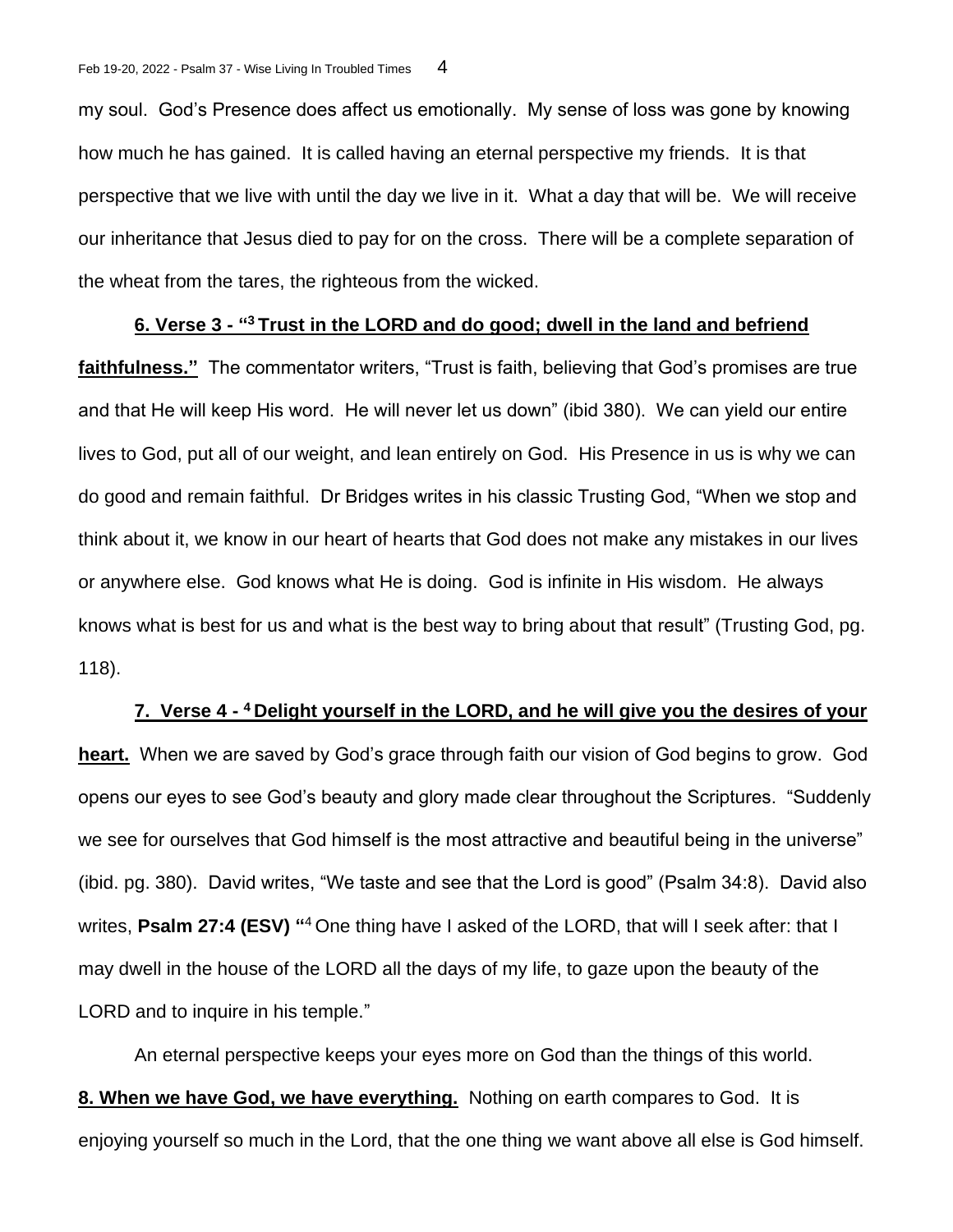my soul. God's Presence does affect us emotionally. My sense of loss was gone by knowing how much he has gained. It is called having an eternal perspective my friends. It is that perspective that we live with until the day we live in it. What a day that will be. We will receive our inheritance that Jesus died to pay for on the cross. There will be a complete separation of the wheat from the tares, the righteous from the wicked.

**6. Verse 3 - "[3] Trust in the LORD and do good; dwell in the land and befriend faithfulness."** The commentator writers, "Trust is faith, believing that God's promises are true and that He will keep His word. He will never let us down" (ibid 380). We can yield our entire lives to God, put all of our weight, and lean entirely on God. His Presence in us is why we can do good and remain faithful. Dr Bridges writes in his classic Trusting God, "When we stop and think about it, we know in our heart of hearts that God does not make any mistakes in our lives or anywhere else. God knows what He is doing. God is infinite in His wisdom. He always knows what is best for us and what is the best way to bring about that result" (Trusting God, pg. 118).

**7. Verse 4 - [4] Delight yourself in the LORD, and he will give you the desires of your heart.** When we are saved by God's grace through faith our vision of God begins to grow. God opens our eyes to see God's beauty and glory made clear throughout the Scriptures. "Suddenly we see for ourselves that God himself is the most attractive and beautiful being in the universe" (ibid. pg. 380). David writes, "We taste and see that the Lord is good" (Psalm 34:8). David also writes, **Psalm 27:4 (ESV) "**[4] One thing have I asked of the LORD, that will I seek after: that I may dwell in the house of the LORD all the days of my life, to gaze upon the beauty of the LORD and to inquire in his temple."

An eternal perspective keeps your eyes more on God than the things of this world.

**8. When we have God, we have everything.** Nothing on earth compares to God. It is enjoying yourself so much in the Lord, that the one thing we want above all else is God himself.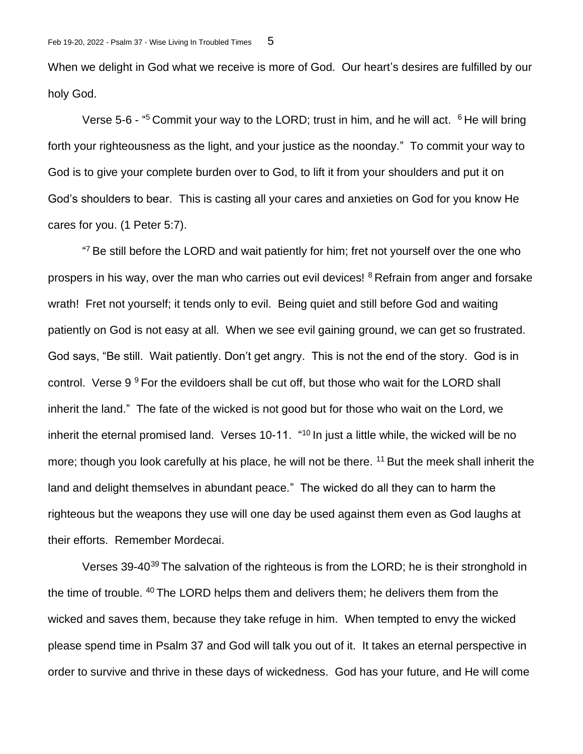When we delight in God what we receive is more of God. Our heart's desires are fulfilled by our holy God.

Verse 5-6 - "[5] Commit your way to the LORD; trust in him, and he will act. [6] He will bring forth your righteousness as the light, and your justice as the noonday." To commit your way to God is to give your complete burden over to God, to lift it from your shoulders and put it on God's shoulders to bear. This is casting all your cares and anxieties on God for you know He cares for you. (1 Peter 5:7).

"[7] Be still before the LORD and wait patiently for him; fret not yourself over the one who prospers in his way, over the man who carries out evil devices! [8] Refrain from anger and forsake wrath! Fret not yourself; it tends only to evil. Being quiet and still before God and waiting patiently on God is not easy at all. When we see evil gaining ground, we can get so frustrated. God says, "Be still. Wait patiently. Don't get angry. This is not the end of the story. God is in control. Verse 9 [9] For the evildoers shall be cut off, but those who wait for the LORD shall inherit the land." The fate of the wicked is not good but for those who wait on the Lord, we inherit the eternal promised land. Verses 10-11. "[10] In just a little while, the wicked will be no more; though you look carefully at his place, he will not be there. [11] But the meek shall inherit the land and delight themselves in abundant peace." The wicked do all they can to harm the righteous but the weapons they use will one day be used against them even as God laughs at their efforts. Remember Mordecai.

Verses 39-40[39] The salvation of the righteous is from the LORD; he is their stronghold in the time of trouble. [40] The LORD helps them and delivers them; he delivers them from the wicked and saves them, because they take refuge in him. When tempted to envy the wicked please spend time in Psalm 37 and God will talk you out of it. It takes an eternal perspective in order to survive and thrive in these days of wickedness. God has your future, and He will come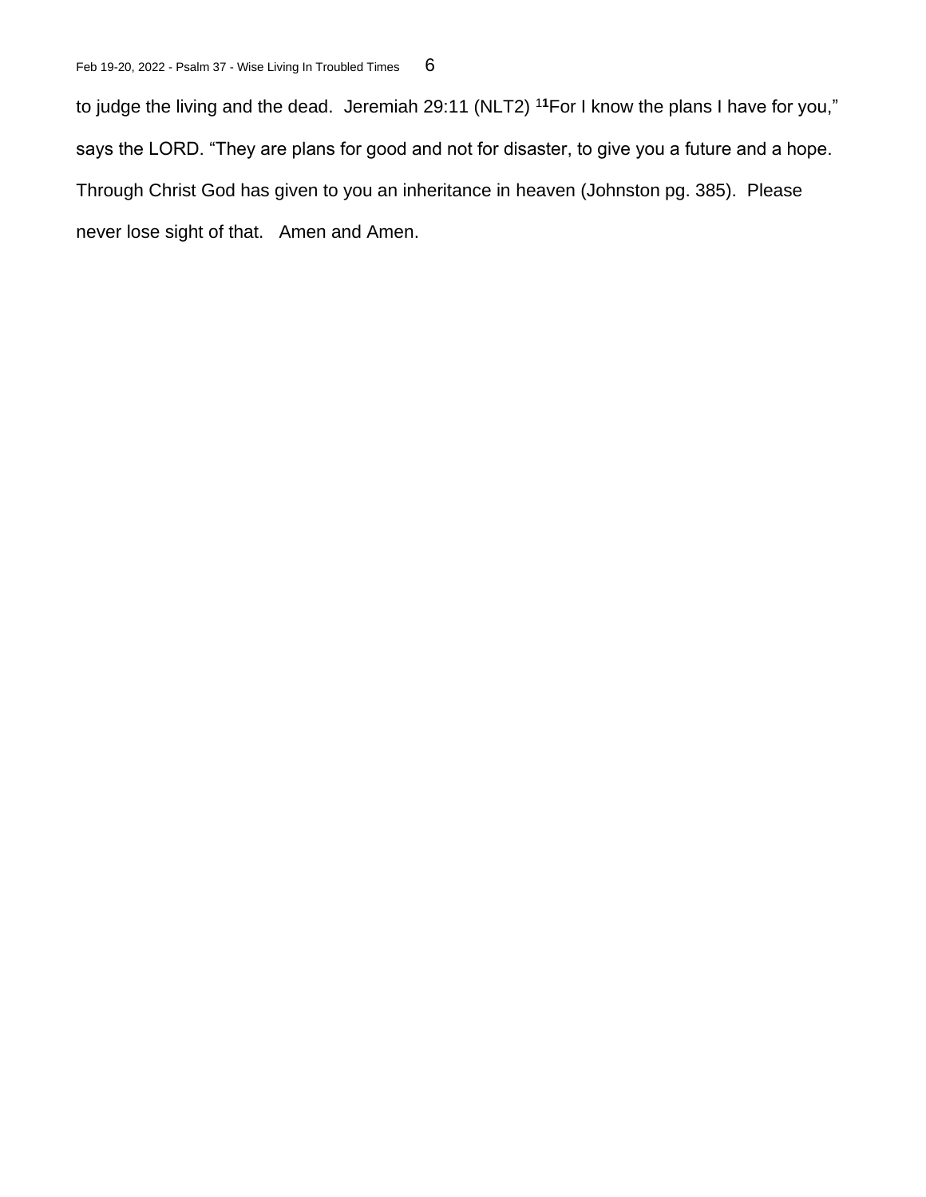to judge the living and the dead. Jeremiah 29:11 (NLT2) [11]For I know the plans I have for you," says the LORD. "They are plans for good and not for disaster, to give you a future and a hope. Through Christ God has given to you an inheritance in heaven (Johnston pg. 385). Please never lose sight of that. Amen and Amen.